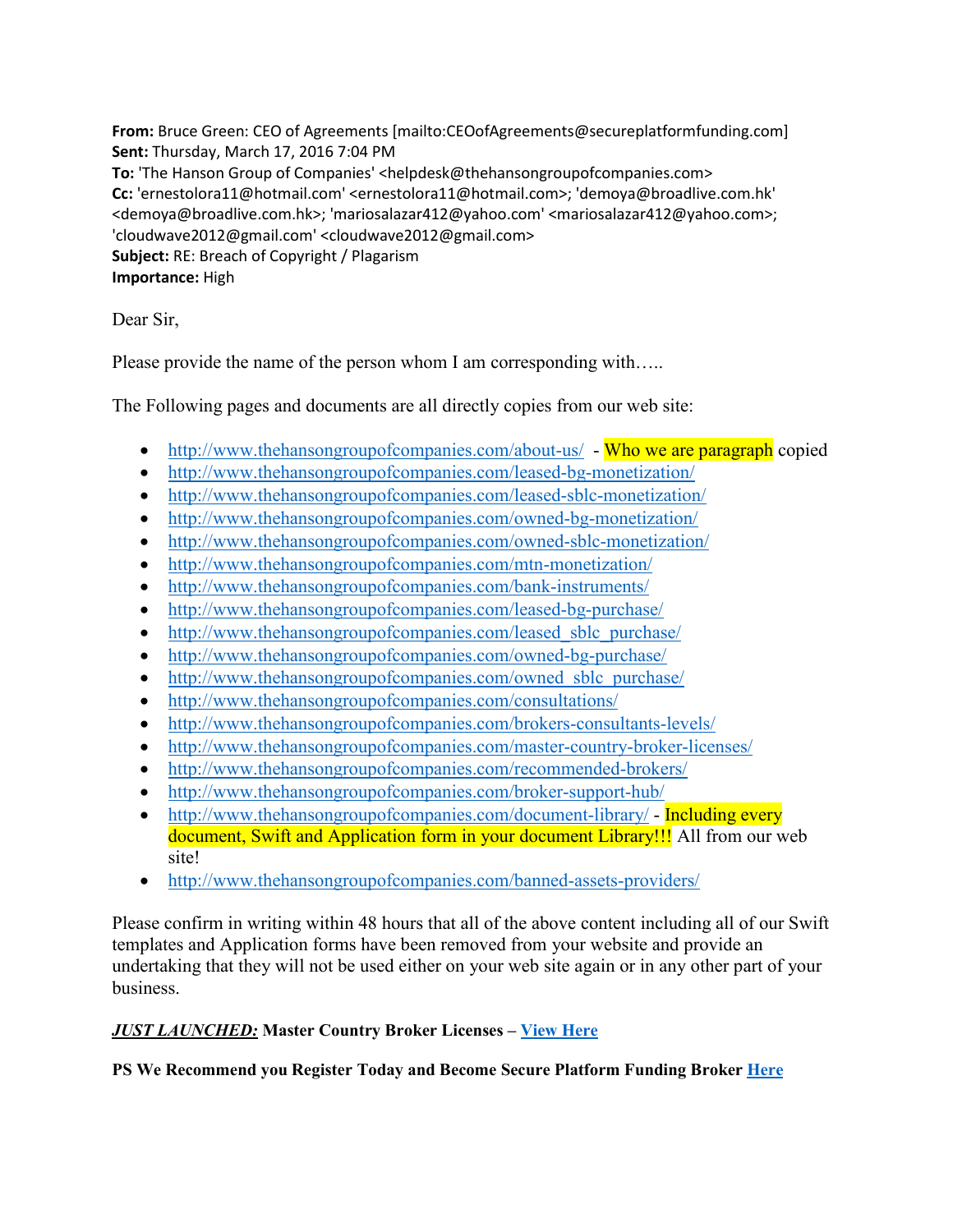**From:** Bruce Green: CEO of Agreements [mailto:CEOofAgreements@secureplatformfunding.com]
**Sent:** Thursday, March 17, 2016 7:04 PM
**To:** 'The Hanson Group of Companies' <helpdesk@thehansongroupofcompanies.com>
**Cc:** 'ernestolora11@hotmail.com' <ernestolora11@hotmail.com>; 'demoya@broadlive.com.hk' <demoya@broadlive.com.hk>; 'mariosalazar412@yahoo.com' <mariosalazar412@yahoo.com>; 'cloudwave2012@gmail.com' <cloudwave2012@gmail.com>
**Subject:** RE: Breach of Copyright / Plagarism
**Importance:** High

Dear Sir,

Please provide the name of the person whom I am corresponding with…..

The Following pages and documents are all directly copies from our web site:

- http://www.thehansongroupofcompanies.com/about-us/ - Who we are paragraph copied
- http://www.thehansongroupofcompanies.com/leased-bg-monetization/
- http://www.thehansongroupofcompanies.com/leased-sblc-monetization/
- http://www.thehansongroupofcompanies.com/owned-bg-monetization/
- http://www.thehansongroupofcompanies.com/owned-sblc-monetization/
- http://www.thehansongroupofcompanies.com/mtn-monetization/
- http://www.thehansongroupofcompanies.com/bank-instruments/
- http://www.thehansongroupofcompanies.com/leased-bg-purchase/
- http://www.thehansongroupofcompanies.com/leased_sblc_purchase/
- http://www.thehansongroupofcompanies.com/owned-bg-purchase/
- http://www.thehansongroupofcompanies.com/owned_sblc_purchase/
- http://www.thehansongroupofcompanies.com/consultations/
- http://www.thehansongroupofcompanies.com/brokers-consultants-levels/
- http://www.thehansongroupofcompanies.com/master-country-broker-licenses/
- http://www.thehansongroupofcompanies.com/recommended-brokers/
- http://www.thehansongroupofcompanies.com/broker-support-hub/
- http://www.thehansongroupofcompanies.com/document-library/ - Including every document, Swift and Application form in your document Library!!! All from our web site!
- http://www.thehansongroupofcompanies.com/banned-assets-providers/

Please confirm in writing within 48 hours that all of the above content including all of our Swift templates and Application forms have been removed from your website and provide an undertaking that they will not be used either on your web site again or in any other part of your business.

***JUST LAUNCHED:*** **Master Country Broker Licenses – View Here**

**PS We Recommend you Register Today and Become Secure Platform Funding Broker Here**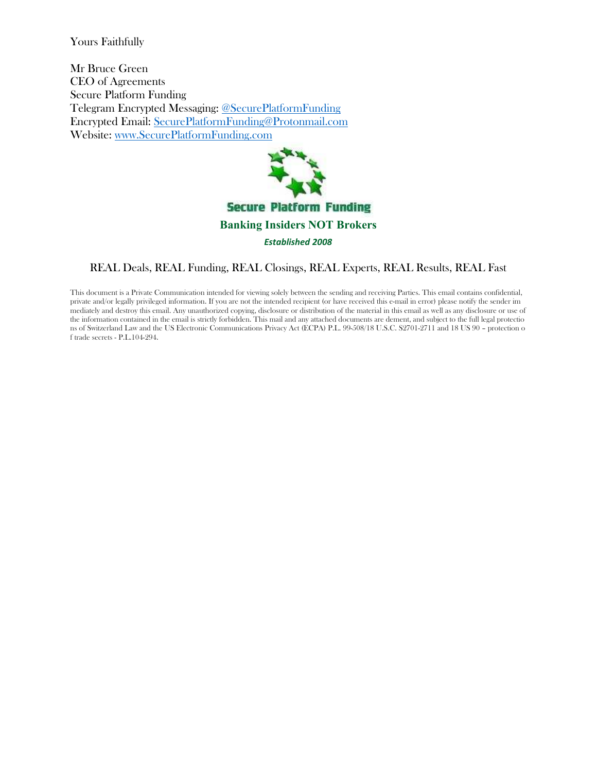Yours Faithfully

Mr Bruce Green
CEO of Agreements
Secure Platform Funding
Telegram Encrypted Messaging: @SecurePlatformFunding
Encrypted Email: SecurePlatformFunding@Protonmail.com
Website: www.SecurePlatformFunding.com

**Secure Platform Funding**

**Banking Insiders NOT Brokers**

***Established 2008***

REAL Deals, REAL Funding, REAL Closings, REAL Experts, REAL Results, REAL Fast

This document is a Private Communication intended for viewing solely between the sending and receiving Parties. This email contains confidential, private and/or legally privileged information. If you are not the intended recipient (or have received this e-mail in error) please notify the sender im mediately and destroy this email. Any unauthorized copying, disclosure or distribution of the material in this email as well as any disclosure or use of the information contained in the email is strictly forbidden. This mail and any attached documents are dement, and subject to the full legal protectio ns of Switzerland Law and the US Electronic Communications Privacy Act (ECPA) P.L. 99-508/18 U.S.C. S2701-2711 and 18 US 90 – protection o f trade secrets - P.L.104-294.